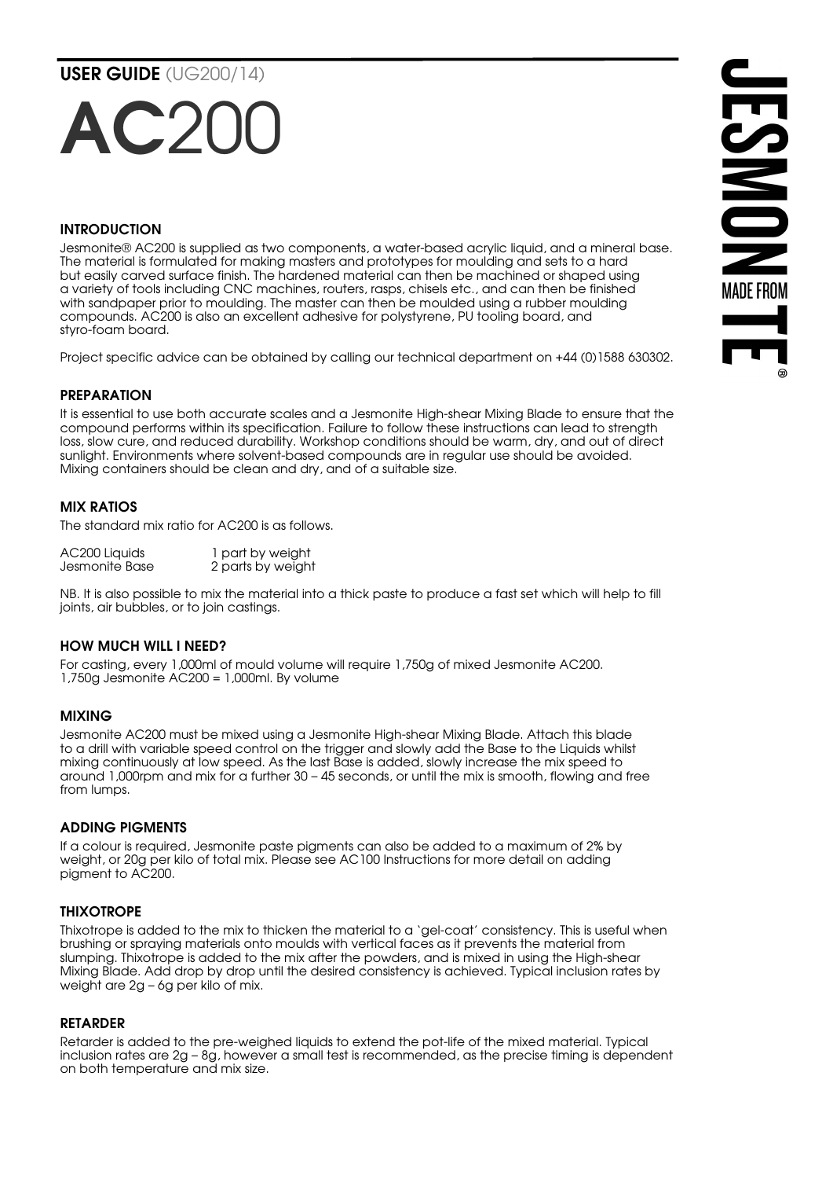**USER GUIDE** (UG200/14)

# AC200

## INTRODUCTION

Jesmonite® AC200 is supplied as two components, a water-based acrylic liquid, and a mineral base. The material is formulated for making masters and prototypes for moulding and sets to a hard but easily carved surface finish. The hardened material can then be machined or shaped using a variety of tools including CNC machines, routers, rasps, chisels etc., and can then be finished with sandpaper prior to moulding. The master can then be moulded using a rubber moulding compounds. AC200 is also an excellent adhesive for polystyrene, PU tooling board, and styro-foam board.

Project specific advice can be obtained by calling our technical department on +44 (0)1588 630302.

## PREPARATION

It is essential to use both accurate scales and a Jesmonite High-shear Mixing Blade to ensure that the compound performs within its specification. Failure to follow these instructions can lead to strength loss, slow cure, and reduced durability. Workshop conditions should be warm, dry, and out of direct sunlight. Environments where solvent-based compounds are in regular use should be avoided. Mixing containers should be clean and dry, and of a suitable size.

## MIX RATIOS

The standard mix ratio for AC200 is as follows.

| | |
|---|---|
| AC200 Liquids | 1 part by weight |
| Jesmonite Base | 2 parts by weight |

NB. It is also possible to mix the material into a thick paste to produce a fast set which will help to fill joints, air bubbles, or to join castings.

## HOW MUCH WILL I NEED?

For casting, every 1,000ml of mould volume will require 1,750g of mixed Jesmonite AC200.
1,750g Jesmonite AC200 = 1,000ml. By volume

## MIXING

Jesmonite AC200 must be mixed using a Jesmonite High-shear Mixing Blade. Attach this blade to a drill with variable speed control on the trigger and slowly add the Base to the Liquids whilst mixing continuously at low speed. As the last Base is added, slowly increase the mix speed to around 1,000rpm and mix for a further 30 – 45 seconds, or until the mix is smooth, flowing and free from lumps.

## ADDING PIGMENTS

If a colour is required, Jesmonite paste pigments can also be added to a maximum of 2% by weight, or 20g per kilo of total mix. Please see AC100 Instructions for more detail on adding pigment to AC200.

## THIXOTROPE

Thixotrope is added to the mix to thicken the material to a 'gel-coat' consistency. This is useful when brushing or spraying materials onto moulds with vertical faces as it prevents the material from slumping. Thixotrope is added to the mix after the powders, and is mixed in using the High-shear Mixing Blade. Add drop by drop until the desired consistency is achieved. Typical inclusion rates by weight are 2g – 6g per kilo of mix.

## RETARDER

Retarder is added to the pre-weighed liquids to extend the pot-life of the mixed material. Typical inclusion rates are 2g – 8g, however a small test is recommended, as the precise timing is dependent on both temperature and mix size.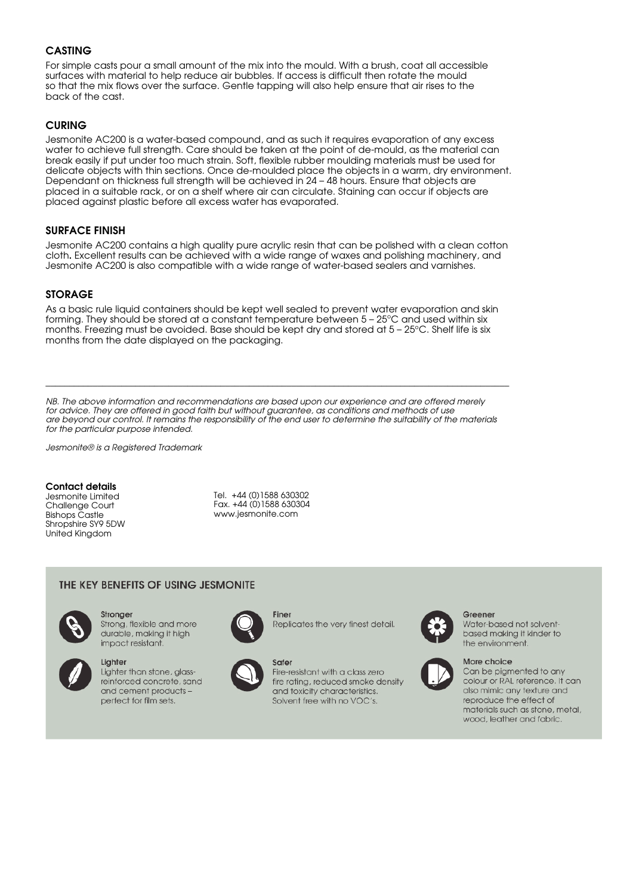## CASTING

For simple casts pour a small amount of the mix into the mould. With a brush, coat all accessible surfaces with material to help reduce air bubbles. If access is difficult then rotate the mould so that the mix flows over the surface. Gentle tapping will also help ensure that air rises to the back of the cast.

## CURING

Jesmonite AC200 is a water-based compound, and as such it requires evaporation of any excess water to achieve full strength. Care should be taken at the point of de-mould, as the material can break easily if put under too much strain. Soft, flexible rubber moulding materials must be used for delicate objects with thin sections. Once de-moulded place the objects in a warm, dry environment. Dependant on thickness full strength will be achieved in 24 – 48 hours. Ensure that objects are placed in a suitable rack, or on a shelf where air can circulate. Staining can occur if objects are placed against plastic before all excess water has evaporated.

## SURFACE FINISH

Jesmonite AC200 contains a high quality pure acrylic resin that can be polished with a clean cotton cloth. Excellent results can be achieved with a wide range of waxes and polishing machinery, and Jesmonite AC200 is also compatible with a wide range of water-based sealers and varnishes.

## STORAGE

As a basic rule liquid containers should be kept well sealed to prevent water evaporation and skin forming. They should be stored at a constant temperature between 5 – 25°C and used within six months. Freezing must be avoided. Base should be kept dry and stored at 5 – 25°C. Shelf life is six months from the date displayed on the packaging.

---

*NB. The above information and recommendations are based upon our experience and are offered merely for advice. They are offered in good faith but without guarantee, as conditions and methods of use are beyond our control. It remains the responsibility of the end user to determine the suitability of the materials for the particular purpose intended.*

*Jesmonite® is a Registered Trademark*

**Contact details**

Jesmonite Limited
Challenge Court
Bishops Castle
Shropshire SY9 5DW
United Kingdom

Tel. +44 (0)1588 630302
Fax. +44 (0)1588 630304
www.jesmonite.com

### THE KEY BENEFITS OF USING JESMONITE

**Stronger**
Strong, flexible and more durable, making it high impact resistant.

**Lighter**
Lighter than stone, glass-reinforced concrete, sand and cement products – perfect for film sets.

**Finer**
Replicates the very finest detail.

**Safer**
Fire-resistant with a class zero fire rating, reduced smoke density and toxicity characteristics. Solvent free with no VOC's.

**Greener**
Water-based not solvent-based making it kinder to the environment.

**More choice**
Can be pigmented to any colour or RAL reference. It can also mimic any texture and reproduce the effect of materials such as stone, metal, wood, leather and fabric.